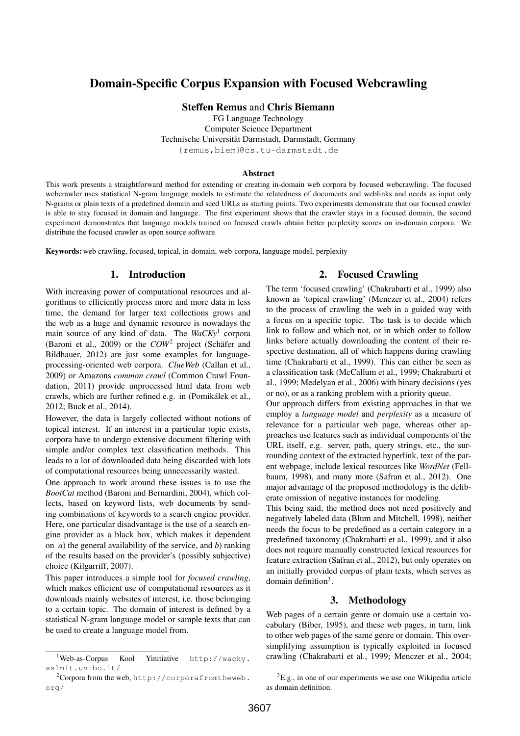# Domain-Specific Corpus Expansion with Focused Webcrawling

**Steffen Remus** and **Chris Biemann**

FG Language Technology
Computer Science Department
Technische Universität Darmstadt, Darmstadt, Germany
{remus,biem}@cs.tu-darmstadt.de

### Abstract

This work presents a straightforward method for extending or creating in-domain web corpora by focused webcrawling. The focused webcrawler uses statistical N-gram language models to estimate the relatedness of documents and weblinks and needs as input only N-grams or plain texts of a predefined domain and seed URLs as starting points. Two experiments demonstrate that our focused crawler is able to stay focused in domain and language. The first experiment shows that the crawler stays in a focused domain, the second experiment demonstrates that language models trained on focused crawls obtain better perplexity scores on in-domain corpora. We distribute the focused crawler as open source software.

**Keywords:** web crawling, focused, topical, in-domain, web-corpora, language model, perplexity

## 1. Introduction

With increasing power of computational resources and algorithms to efficiently process more and more data in less time, the demand for larger text collections grows and the web as a huge and dynamic resource is nowadays the main source of any kind of data. The *WaCKy*[1] corpora (Baroni et al., 2009) or the *COW*[2] project (Schäfer and Bildhauer, 2012) are just some examples for language-processing-oriented web corpora. *ClueWeb* (Callan et al., 2009) or Amazons *common crawl* (Common Crawl Foundation, 2011) provide unprocessed html data from web crawls, which are further refined e.g. in (Pomikálek et al., 2012; Buck et al., 2014).

However, the data is largely collected without notions of topical interest. If an interest in a particular topic exists, corpora have to undergo extensive document filtering with simple and/or complex text classification methods. This leads to a lot of downloaded data being discarded with lots of computational resources being unnecessarily wasted.

One approach to work around these issues is to use the *BootCat* method (Baroni and Bernardini, 2004), which collects, based on keyword lists, web documents by sending combinations of keywords to a search engine provider. Here, one particular disadvantage is the use of a search engine provider as a black box, which makes it dependent on *a*) the general availability of the service, and *b*) ranking of the results based on the provider's (possibly subjective) choice (Kilgarriff, 2007).

This paper introduces a simple tool for *focused crawling*, which makes efficient use of computational resources as it downloads mainly websites of interest, i.e. those belonging to a certain topic. The domain of interest is defined by a statistical N-gram language model or sample texts that can be used to create a language model from.

## 2. Focused Crawling

The term 'focused crawling' (Chakrabarti et al., 1999) also known as 'topical crawling' (Menczer et al., 2004) refers to the process of crawling the web in a guided way with a focus on a specific topic. The task is to decide which link to follow and which not, or in which order to follow links before actually downloading the content of their respective destination, all of which happens during crawling time (Chakrabarti et al., 1999). This can either be seen as a classification task (McCallum et al., 1999; Chakrabarti et al., 1999; Medelyan et al., 2006) with binary decisions (yes or no), or as a ranking problem with a priority queue.

Our approach differs from existing approaches in that we employ a *language model* and *perplexity* as a measure of relevance for a particular web page, whereas other approaches use features such as individual components of the URL itself, e.g. server, path, query strings, etc., the surrounding context of the extracted hyperlink, text of the parent webpage, include lexical resources like *WordNet* (Fellbaum, 1998), and many more (Safran et al., 2012). One major advantage of the proposed methodology is the deliberate omission of negative instances for modeling.

This being said, the method does not need positively and negatively labeled data (Blum and Mitchell, 1998), neither needs the focus to be predefined as a certain category in a predefined taxonomy (Chakrabarti et al., 1999), and it also does not require manually constructed lexical resources for feature extraction (Safran et al., 2012), but only operates on an initially provided corpus of plain texts, which serves as domain definition[3].

## 3. Methodology

Web pages of a certain genre or domain use a certain vocabulary (Biber, 1995), and these web pages, in turn, link to other web pages of the same genre or domain. This oversimplifying assumption is typically exploited in focused crawling (Chakrabarti et al., 1999; Menczer et al., 2004;

[1] Web-as-Corpus Kool Yinitiative http://wacky.sslmit.unibo.it/

[2] Corpora from the web, http://corporafromtheweb.org/

[3] E.g., in one of our experiments we use one Wikipedia article as domain definition.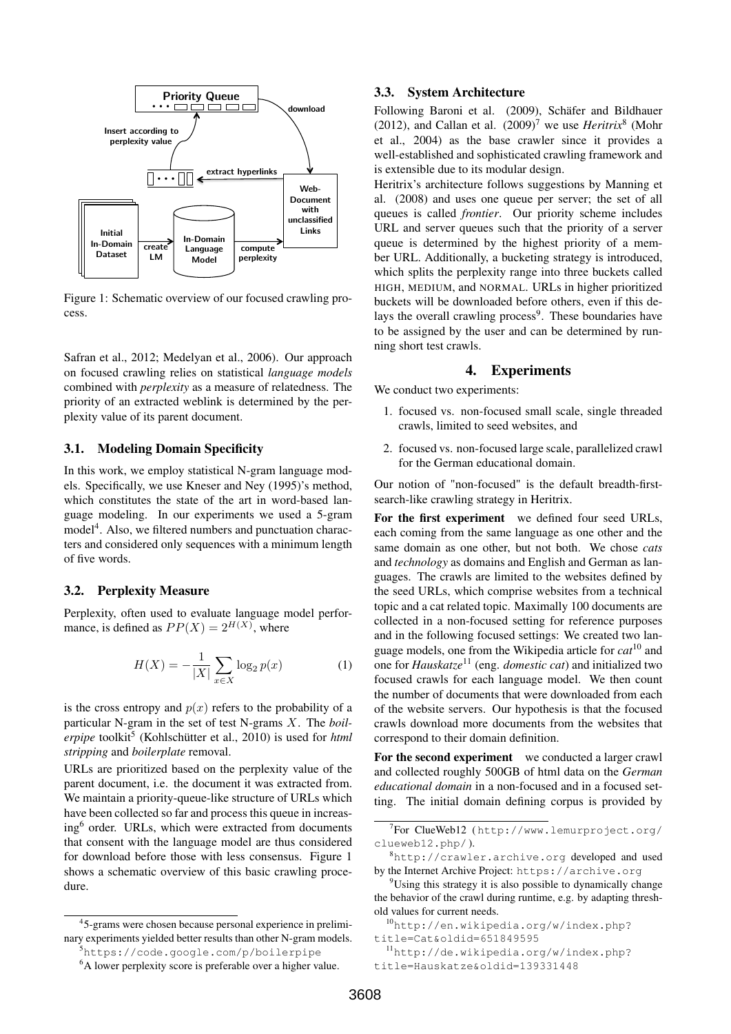Figure 1: Schematic overview of our focused crawling process.

Safran et al., 2012; Medelyan et al., 2006). Our approach on focused crawling relies on statistical *language models* combined with *perplexity* as a measure of relatedness. The priority of an extracted weblink is determined by the perplexity value of its parent document.

### 3.1. Modeling Domain Specificity

In this work, we employ statistical N-gram language models. Specifically, we use Kneser and Ney (1995)'s method, which constitutes the state of the art in word-based language modeling. In our experiments we used a 5-gram model[4]. Also, we filtered numbers and punctuation characters and considered only sequences with a minimum length of five words.

### 3.2. Perplexity Measure

Perplexity, often used to evaluate language model performance, is defined as $PP(X) = 2^{H(X)}$, where

$$H(X) = -\frac{1}{|X|} \sum_{x \in X} \log_2 p(x) \tag{1}$$

is the cross entropy and $p(x)$ refers to the probability of a particular N-gram in the set of test N-grams $X$. The *boilerpipe* toolkit[5] (Kohlschütter et al., 2010) is used for *html stripping* and *boilerplate* removal.

URLs are prioritized based on the perplexity value of the parent document, i.e. the document it was extracted from. We maintain a priority-queue-like structure of URLs which have been collected so far and process this queue in increasing[6] order. URLs, which were extracted from documents that consent with the language model are thus considered for download before those with less consensus. Figure 1 shows a schematic overview of this basic crawling procedure.

[4] 5-grams were chosen because personal experience in preliminary experiments yielded better results than other N-gram models.

[5] https://code.google.com/p/boilerpipe

[6] A lower perplexity score is preferable over a higher value.

### 3.3. System Architecture

Following Baroni et al. (2009), Schäfer and Bildhauer (2012), and Callan et al. (2009)[7] we use *Heritrix*[8] (Mohr et al., 2004) as the base crawler since it provides a well-established and sophisticated crawling framework and is extensible due to its modular design.

Heritrix's architecture follows suggestions by Manning et al. (2008) and uses one queue per server; the set of all queues is called *frontier*. Our priority scheme includes URL and server queues such that the priority of a server queue is determined by the highest priority of a member URL. Additionally, a bucketing strategy is introduced, which splits the perplexity range into three buckets called HIGH, MEDIUM, and NORMAL. URLs in higher prioritized buckets will be downloaded before others, even if this delays the overall crawling process[9]. These boundaries have to be assigned by the user and can be determined by running short test crawls.

## 4. Experiments

We conduct two experiments:

1. focused vs. non-focused small scale, single threaded crawls, limited to seed websites, and
2. focused vs. non-focused large scale, parallelized crawl for the German educational domain.

Our notion of "non-focused" is the default breadth-first-search-like crawling strategy in Heritrix.

**For the first experiment** we defined four seed URLs, each coming from the same language as one other and the same domain as one other, but not both. We chose *cats* and *technology* as domains and English and German as languages. The crawls are limited to the websites defined by the seed URLs, which comprise websites from a technical topic and a cat related topic. Maximally 100 documents are collected in a non-focused setting for reference purposes and in the following focused settings: We created two language models, one from the Wikipedia article for *cat*[10] and one for *Hauskatze*[11] (eng. *domestic cat*) and initialized two focused crawls for each language model. We then count the number of documents that were downloaded from each of the website servers. Our hypothesis is that the focused crawls download more documents from the websites that correspond to their domain definition.

**For the second experiment** we conducted a larger crawl and collected roughly 500GB of html data on the *German educational domain* in a non-focused and in a focused setting. The initial domain defining corpus is provided by

[7] For ClueWeb12 (http://www.lemurproject.org/clueweb12.php/).

[8] http://crawler.archive.org developed and used by the Internet Archive Project: https://archive.org

[9] Using this strategy it is also possible to dynamically change the behavior of the crawl during runtime, e.g. by adapting threshold values for current needs.

[10] http://en.wikipedia.org/w/index.php?title=Cat&oldid=651849595

[11] http://de.wikipedia.org/w/index.php?title=Hauskatze&oldid=139331448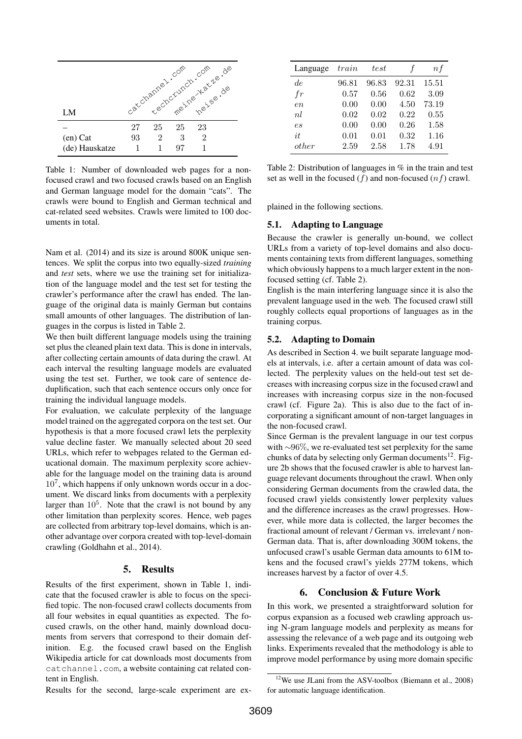| LM | catchannel.com | techcrunch.com | meine-katze.de | heise.de |
|---|---|---|---|---|
| – | 27 | 25 | 25 | 23 |
| (en) Cat | 93 | 2 | 3 | 2 |
| (de) Hauskatze | 1 | 1 | 97 | 1 |

Table 1: Number of downloaded web pages for a non-focused crawl and two focused crawls based on an English and German language model for the domain "cats". The crawls were bound to English and German technical and cat-related seed websites. Crawls were limited to 100 documents in total.

Nam et al. (2014) and its size is around 800K unique sentences. We split the corpus into two equally-sized *training* and *test* sets, where we use the training set for initialization of the language model and the test set for testing the crawler's performance after the crawl has ended. The language of the original data is mainly German but contains small amounts of other languages. The distribution of languages in the corpus is listed in Table 2.

We then built different language models using the training set plus the cleaned plain text data. This is done in intervals, after collecting certain amounts of data during the crawl. At each interval the resulting language models are evaluated using the test set. Further, we took care of sentence de-duplification, such that each sentence occurs only once for training the individual language models.

For evaluation, we calculate perplexity of the language model trained on the aggregated corpora on the test set. Our hypothesis is that a more focused crawl lets the perplexity value decline faster. We manually selected about 20 seed URLs, which refer to webpages related to the German educational domain. The maximum perplexity score achievable for the language model on the training data is around $10^7$, which happens if only unknown words occur in a document. We discard links from documents with a perplexity larger than $10^5$. Note that the crawl is not bound by any other limitation than perplexity scores. Hence, web pages are collected from arbitrary top-level domains, which is another advantage over corpora created with top-level-domain crawling (Goldhahn et al., 2014).

## 5. Results

Results of the first experiment, shown in Table 1, indicate that the focused crawler is able to focus on the specified topic. The non-focused crawl collects documents from all four websites in equal quantities as expected. The focused crawls, on the other hand, mainly download documents from servers that correspond to their domain definition. E.g. the focused crawl based on the English Wikipedia article for cat downloads most documents from `catchannel.com`, a website containing cat related content in English.

Results for the second, large-scale experiment are explained in the following sections.

| Language | $train$ | $test$ | $f$ | $nf$ |
|---|---|---|---|---|
| $de$ | 96.81 | 96.83 | 92.31 | 15.51 |
| $fr$ | 0.57 | 0.56 | 0.62 | 3.09 |
| $en$ | 0.00 | 0.00 | 4.50 | 73.19 |
| $nl$ | 0.02 | 0.02 | 0.22 | 0.55 |
| $es$ | 0.00 | 0.00 | 0.26 | 1.58 |
| $it$ | 0.01 | 0.01 | 0.32 | 1.16 |
| $other$ | 2.59 | 2.58 | 1.78 | 4.91 |

Table 2: Distribution of languages in % in the train and test set as well in the focused ($f$) and non-focused ($nf$) crawl.

### 5.1. Adapting to Language

Because the crawler is generally un-bound, we collect URLs from a variety of top-level domains and also documents containing texts from different languages, something which obviously happens to a much larger extent in the non-focused setting (cf. Table 2).

English is the main interfering language since it is also the prevalent language used in the web. The focused crawl still roughly collects equal proportions of languages as in the training corpus.

### 5.2. Adapting to Domain

As described in Section 4. we built separate language models at intervals, i.e. after a certain amount of data was collected. The perplexity values on the held-out test set decreases with increasing corpus size in the focused crawl and increases with increasing corpus size in the non-focused crawl (cf. Figure 2a). This is also due to the fact of incorporating a significant amount of non-target languages in the non-focused crawl.

Since German is the prevalent language in our test corpus with $\sim$96%, we re-evaluated test set perplexity for the same chunks of data by selecting only German documents[12]. Figure 2b shows that the focused crawler is able to harvest language relevant documents throughout the crawl. When only considering German documents from the crawled data, the focused crawl yields consistently lower perplexity values and the difference increases as the crawl progresses. However, while more data is collected, the larger becomes the fractional amount of relevant / German vs. irrelevant / non-German data. That is, after downloading 300M tokens, the unfocused crawl's usable German data amounts to 61M tokens and the focused crawl's yields 277M tokens, which increases harvest by a factor of over 4.5.

## 6. Conclusion & Future Work

In this work, we presented a straightforward solution for corpus expansion as a focused web crawling approach using N-gram language models and perplexity as means for assessing the relevance of a web page and its outgoing web links. Experiments revealed that the methodology is able to improve model performance by using more domain specific

[12] We use JLani from the ASV-toolbox (Biemann et al., 2008) for automatic language identification.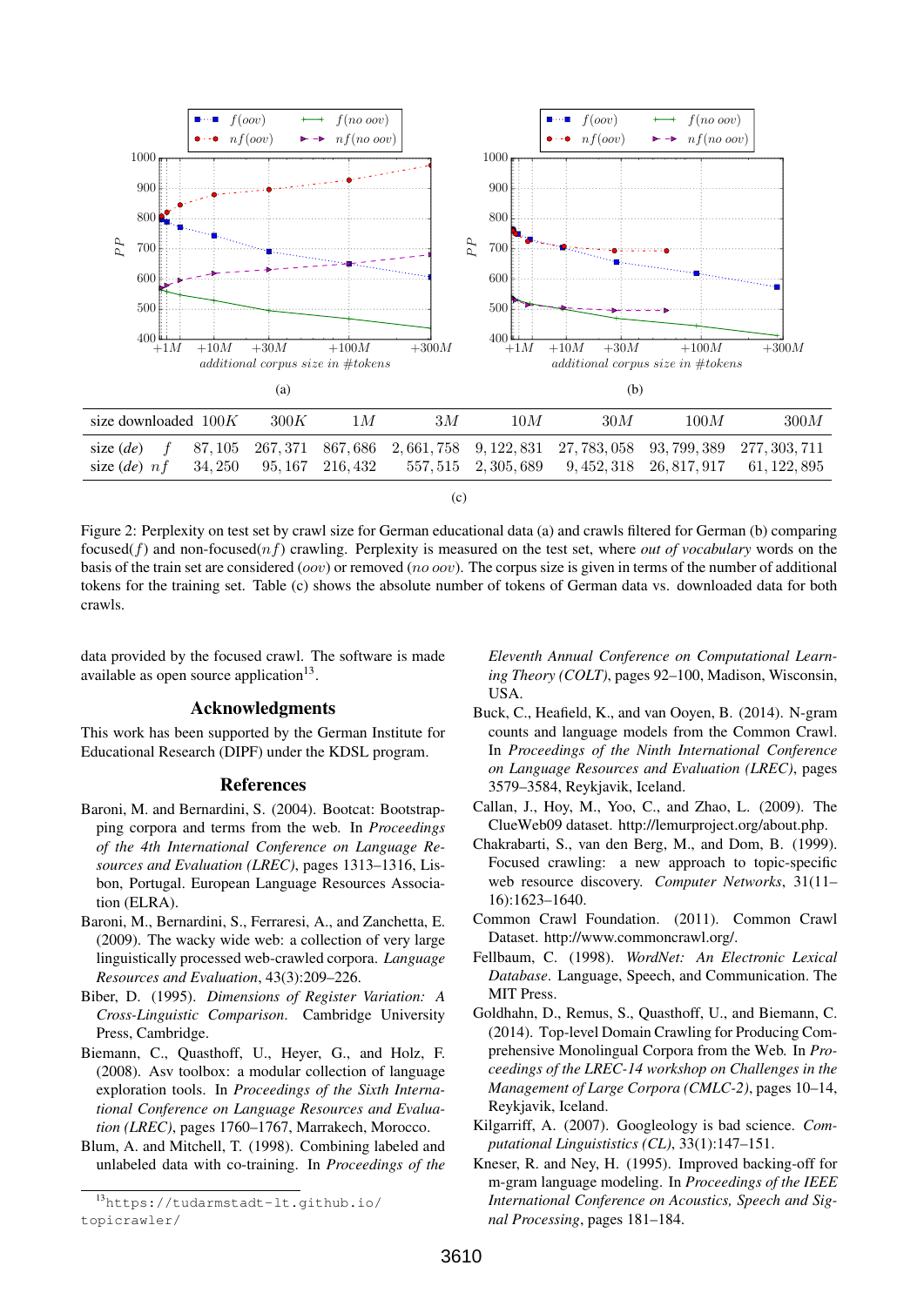| size downloaded | 100K | 300K | 1M | 3M | 10M | 30M | 100M | 300M |
|---|---|---|---|---|---|---|---|---|
| size (*de*) $f$ | 87,105 | 267,371 | 867,686 | 2,661,758 | 9,122,831 | 27,783,058 | 93,799,389 | 277,303,711 |
| size (*de*) $nf$ | 34,250 | 95,167 | 216,432 | 557,515 | 2,305,689 | 9,452,318 | 26,817,917 | 61,122,895 |

(c)

Figure 2: Perplexity on test set by crawl size for German educational data (a) and crawls filtered for German (b) comparing focused($f$) and non-focused($nf$) crawling. Perplexity is measured on the test set, where *out of vocabulary* words on the basis of the train set are considered ($oov$) or removed ($no\ oov$). The corpus size is given in terms of the number of additional tokens for the training set. Table (c) shows the absolute number of tokens of German data vs. downloaded data for both crawls.

data provided by the focused crawl. The software is made available as open source application[13].

## Acknowledgments

This work has been supported by the German Institute for Educational Research (DIPF) under the KDSL program.

## References

Baroni, M. and Bernardini, S. (2004). Bootcat: Bootstrapping corpora and terms from the web. In *Proceedings of the 4th International Conference on Language Resources and Evaluation (LREC)*, pages 1313–1316, Lisbon, Portugal. European Language Resources Association (ELRA).

Baroni, M., Bernardini, S., Ferraresi, A., and Zanchetta, E. (2009). The wacky wide web: a collection of very large linguistically processed web-crawled corpora. *Language Resources and Evaluation*, 43(3):209–226.

Biber, D. (1995). *Dimensions of Register Variation: A Cross-Linguistic Comparison*. Cambridge University Press, Cambridge.

Biemann, C., Quasthoff, U., Heyer, G., and Holz, F. (2008). Asv toolbox: a modular collection of language exploration tools. In *Proceedings of the Sixth International Conference on Language Resources and Evaluation (LREC)*, pages 1760–1767, Marrakech, Morocco.

Blum, A. and Mitchell, T. (1998). Combining labeled and unlabeled data with co-training. In *Proceedings of the Eleventh Annual Conference on Computational Learning Theory (COLT)*, pages 92–100, Madison, Wisconsin, USA.

Buck, C., Heafield, K., and van Ooyen, B. (2014). N-gram counts and language models from the Common Crawl. In *Proceedings of the Ninth International Conference on Language Resources and Evaluation (LREC)*, pages 3579–3584, Reykjavik, Iceland.

Callan, J., Hoy, M., Yoo, C., and Zhao, L. (2009). The ClueWeb09 dataset. http://lemurproject.org/about.php.

Chakrabarti, S., van den Berg, M., and Dom, B. (1999). Focused crawling: a new approach to topic-specific web resource discovery. *Computer Networks*, 31(11–16):1623–1640.

Common Crawl Foundation. (2011). Common Crawl Dataset. http://www.commoncrawl.org/.

Fellbaum, C. (1998). *WordNet: An Electronic Lexical Database*. Language, Speech, and Communication. The MIT Press.

Goldhahn, D., Remus, S., Quasthoff, U., and Biemann, C. (2014). Top-level Domain Crawling for Producing Comprehensive Monolingual Corpora from the Web. In *Proceedings of the LREC-14 workshop on Challenges in the Management of Large Corpora (CMLC-2)*, pages 10–14, Reykjavik, Iceland.

Kilgarriff, A. (2007). Googleology is bad science. *Computational Linguistics (CL)*, 33(1):147–151.

Kneser, R. and Ney, H. (1995). Improved backing-off for m-gram language modeling. In *Proceedings of the IEEE International Conference on Acoustics, Speech and Signal Processing*, pages 181–184.

[13] https://tudarmstadt-lt.github.io/topicrawler/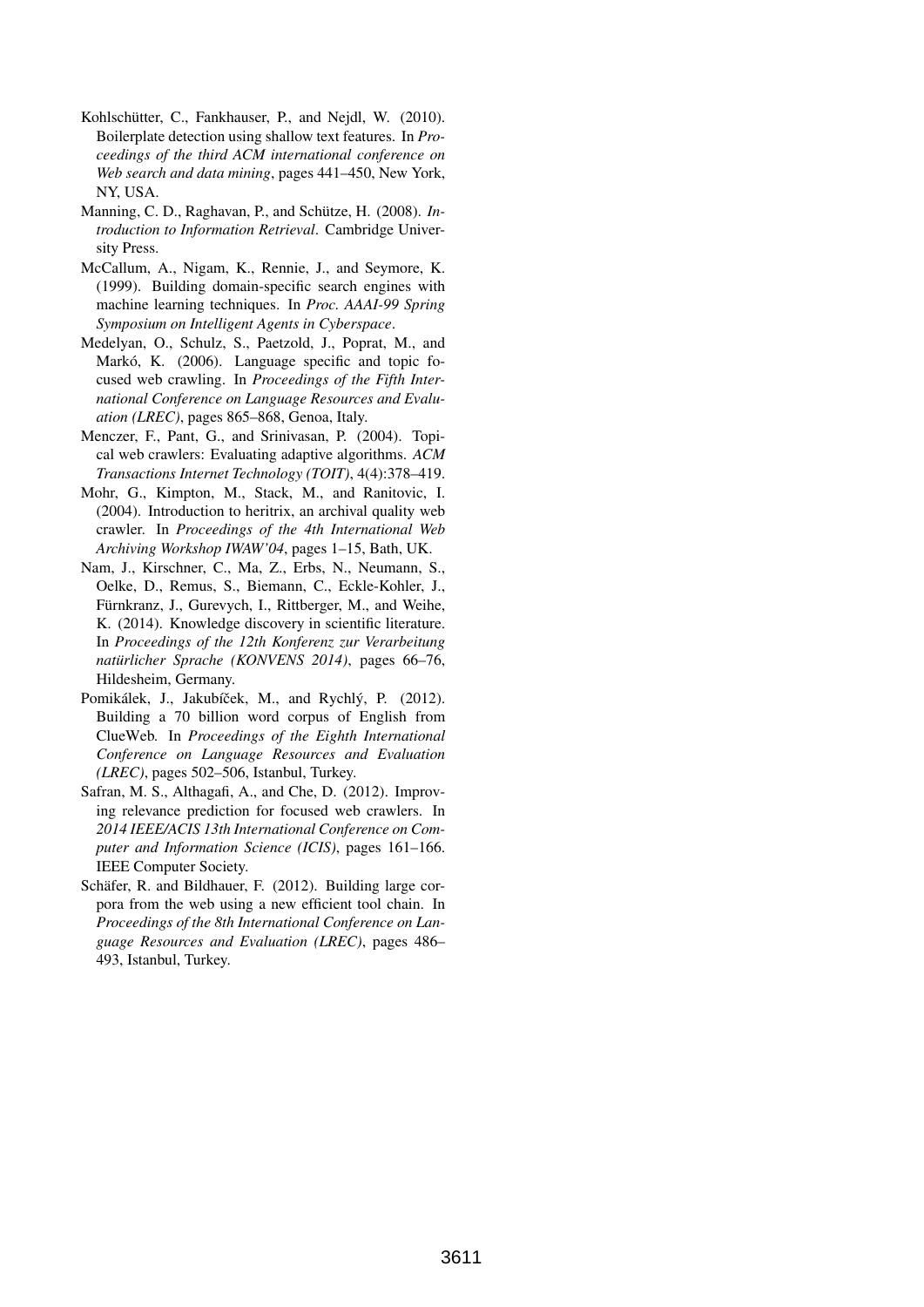Kohlschütter, C., Fankhauser, P., and Nejdl, W. (2010). Boilerplate detection using shallow text features. In *Proceedings of the third ACM international conference on Web search and data mining*, pages 441–450, New York, NY, USA.

Manning, C. D., Raghavan, P., and Schütze, H. (2008). *Introduction to Information Retrieval*. Cambridge University Press.

McCallum, A., Nigam, K., Rennie, J., and Seymore, K. (1999). Building domain-specific search engines with machine learning techniques. In *Proc. AAAI-99 Spring Symposium on Intelligent Agents in Cyberspace*.

Medelyan, O., Schulz, S., Paetzold, J., Poprat, M., and Markó, K. (2006). Language specific and topic focused web crawling. In *Proceedings of the Fifth International Conference on Language Resources and Evaluation (LREC)*, pages 865–868, Genoa, Italy.

Menczer, F., Pant, G., and Srinivasan, P. (2004). Topical web crawlers: Evaluating adaptive algorithms. *ACM Transactions Internet Technology (TOIT)*, 4(4):378–419.

Mohr, G., Kimpton, M., Stack, M., and Ranitovic, I. (2004). Introduction to heritrix, an archival quality web crawler. In *Proceedings of the 4th International Web Archiving Workshop IWAW'04*, pages 1–15, Bath, UK.

Nam, J., Kirschner, C., Ma, Z., Erbs, N., Neumann, S., Oelke, D., Remus, S., Biemann, C., Eckle-Kohler, J., Fürnkranz, J., Gurevych, I., Rittberger, M., and Weihe, K. (2014). Knowledge discovery in scientific literature. In *Proceedings of the 12th Konferenz zur Verarbeitung natürlicher Sprache (KONVENS 2014)*, pages 66–76, Hildesheim, Germany.

Pomikálek, J., Jakubíček, M., and Rychlý, P. (2012). Building a 70 billion word corpus of English from ClueWeb. In *Proceedings of the Eighth International Conference on Language Resources and Evaluation (LREC)*, pages 502–506, Istanbul, Turkey.

Safran, M. S., Althagafi, A., and Che, D. (2012). Improving relevance prediction for focused web crawlers. In *2014 IEEE/ACIS 13th International Conference on Computer and Information Science (ICIS)*, pages 161–166. IEEE Computer Society.

Schäfer, R. and Bildhauer, F. (2012). Building large corpora from the web using a new efficient tool chain. In *Proceedings of the 8th International Conference on Language Resources and Evaluation (LREC)*, pages 486–493, Istanbul, Turkey.